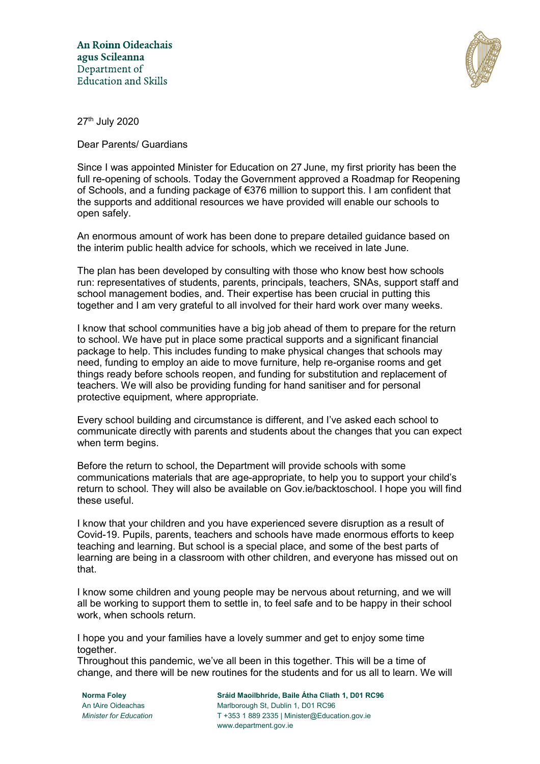An Roinn Oideachais
agus Scileanna
Department of
Education and Skills

27th July 2020

Dear Parents/ Guardians

Since I was appointed Minister for Education on 27 June, my first priority has been the full re-opening of schools. Today the Government approved a Roadmap for Reopening of Schools, and a funding package of €376 million to support this. I am confident that the supports and additional resources we have provided will enable our schools to open safely.

An enormous amount of work has been done to prepare detailed guidance based on the interim public health advice for schools, which we received in late June.

The plan has been developed by consulting with those who know best how schools run: representatives of students, parents, principals, teachers, SNAs, support staff and school management bodies, and. Their expertise has been crucial in putting this together and I am very grateful to all involved for their hard work over many weeks.

I know that school communities have a big job ahead of them to prepare for the return to school. We have put in place some practical supports and a significant financial package to help. This includes funding to make physical changes that schools may need, funding to employ an aide to move furniture, help re-organise rooms and get things ready before schools reopen, and funding for substitution and replacement of teachers. We will also be providing funding for hand sanitiser and for personal protective equipment, where appropriate.

Every school building and circumstance is different, and I've asked each school to communicate directly with parents and students about the changes that you can expect when term begins.

Before the return to school, the Department will provide schools with some communications materials that are age-appropriate, to help you to support your child's return to school. They will also be available on Gov.ie/backtoschool. I hope you will find these useful.

I know that your children and you have experienced severe disruption as a result of Covid-19. Pupils, parents, teachers and schools have made enormous efforts to keep teaching and learning. But school is a special place, and some of the best parts of learning are being in a classroom with other children, and everyone has missed out on that.

I know some children and young people may be nervous about returning, and we will all be working to support them to settle in, to feel safe and to be happy in their school work, when schools return.

I hope you and your families have a lovely summer and get to enjoy some time together.
Throughout this pandemic, we've all been in this together. This will be a time of change, and there will be new routines for the students and for us all to learn. We will

**Norma Foley**
An tAire Oideachas
*Minister for Education*

**Sráid Maoilbhríde, Baile Átha Cliath 1, D01 RC96**
Marlborough St, Dublin 1, D01 RC96
T +353 1 889 2335 | Minister@Education.gov.ie
www.department.gov.ie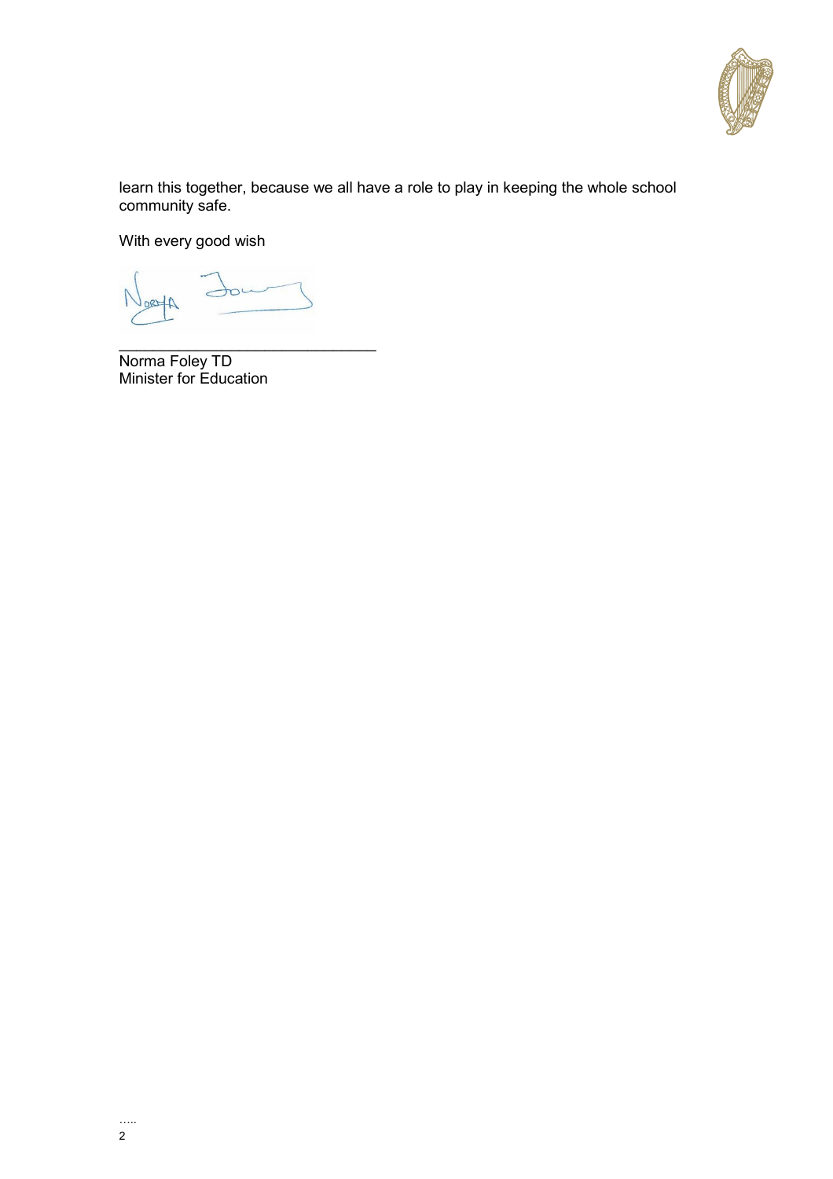learn this together, because we all have a role to play in keeping the whole school community safe.

With every good wish

\_\_\_\_\_\_\_\_\_\_\_\_\_\_\_\_\_\_\_\_\_\_\_\_\_\_\_\_\_\_\_

Norma Foley TD
Minister for Education